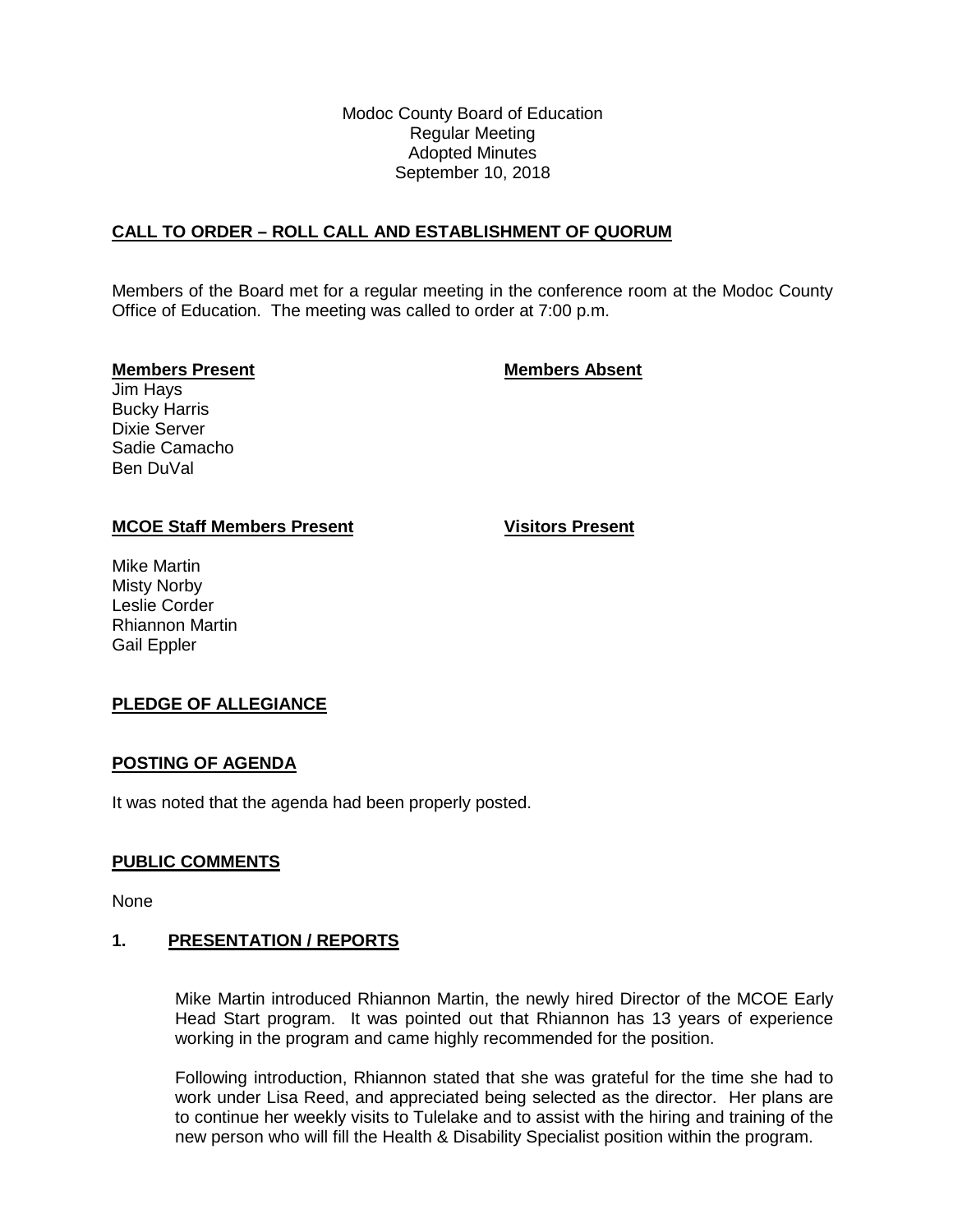Modoc County Board of Education
Regular Meeting
Adopted Minutes
September 10, 2018

## CALL TO ORDER – ROLL CALL AND ESTABLISHMENT OF QUORUM

Members of the Board met for a regular meeting in the conference room at the Modoc County Office of Education. The meeting was called to order at 7:00 p.m.

| **Members Present** | **Members Absent** |
|---|---|
| Jim Hays | |
| Bucky Harris | |
| Dixie Server | |
| Sadie Camacho | |
| Ben DuVal | |

| **MCOE Staff Members Present** | **Visitors Present** |
|---|---|
| Mike Martin | |
| Misty Norby | |
| Leslie Corder | |
| Rhiannon Martin | |
| Gail Eppler | |

## PLEDGE OF ALLEGIANCE

## POSTING OF AGENDA

It was noted that the agenda had been properly posted.

## PUBLIC COMMENTS

None

## 1. PRESENTATION / REPORTS

Mike Martin introduced Rhiannon Martin, the newly hired Director of the MCOE Early Head Start program. It was pointed out that Rhiannon has 13 years of experience working in the program and came highly recommended for the position.

Following introduction, Rhiannon stated that she was grateful for the time she had to work under Lisa Reed, and appreciated being selected as the director. Her plans are to continue her weekly visits to Tulelake and to assist with the hiring and training of the new person who will fill the Health & Disability Specialist position within the program.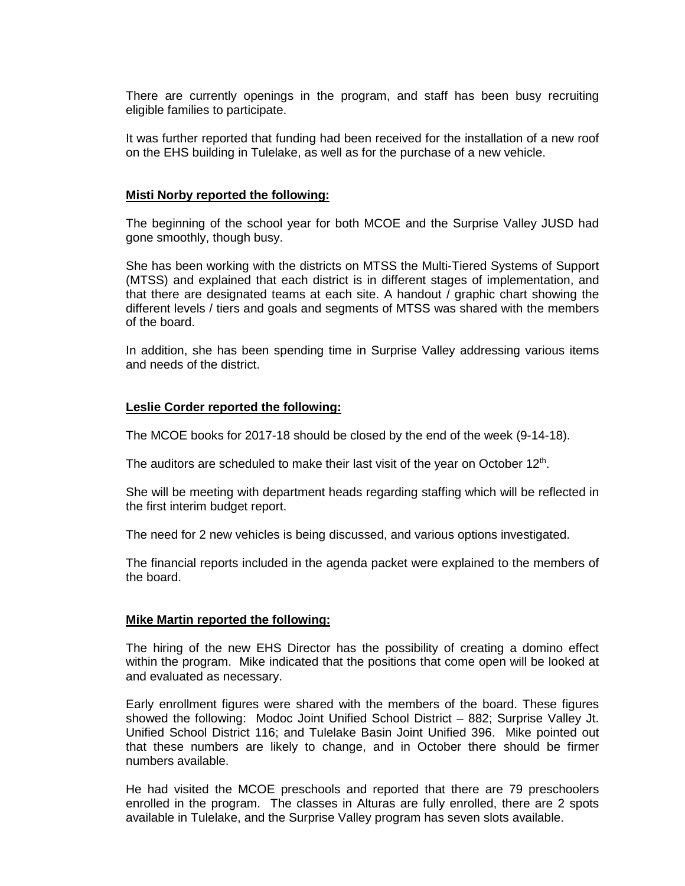There are currently openings in the program, and staff has been busy recruiting eligible families to participate.

It was further reported that funding had been received for the installation of a new roof on the EHS building in Tulelake, as well as for the purchase of a new vehicle.

**Misti Norby reported the following:**

The beginning of the school year for both MCOE and the Surprise Valley JUSD had gone smoothly, though busy.

She has been working with the districts on MTSS the Multi-Tiered Systems of Support (MTSS) and explained that each district is in different stages of implementation, and that there are designated teams at each site. A handout / graphic chart showing the different levels / tiers and goals and segments of MTSS was shared with the members of the board.

In addition, she has been spending time in Surprise Valley addressing various items and needs of the district.

**Leslie Corder reported the following:**

The MCOE books for 2017-18 should be closed by the end of the week (9-14-18).

The auditors are scheduled to make their last visit of the year on October 12th.

She will be meeting with department heads regarding staffing which will be reflected in the first interim budget report.

The need for 2 new vehicles is being discussed, and various options investigated.

The financial reports included in the agenda packet were explained to the members of the board.

**Mike Martin reported the following:**

The hiring of the new EHS Director has the possibility of creating a domino effect within the program. Mike indicated that the positions that come open will be looked at and evaluated as necessary.

Early enrollment figures were shared with the members of the board. These figures showed the following: Modoc Joint Unified School District – 882; Surprise Valley Jt. Unified School District 116; and Tulelake Basin Joint Unified 396. Mike pointed out that these numbers are likely to change, and in October there should be firmer numbers available.

He had visited the MCOE preschools and reported that there are 79 preschoolers enrolled in the program. The classes in Alturas are fully enrolled, there are 2 spots available in Tulelake, and the Surprise Valley program has seven slots available.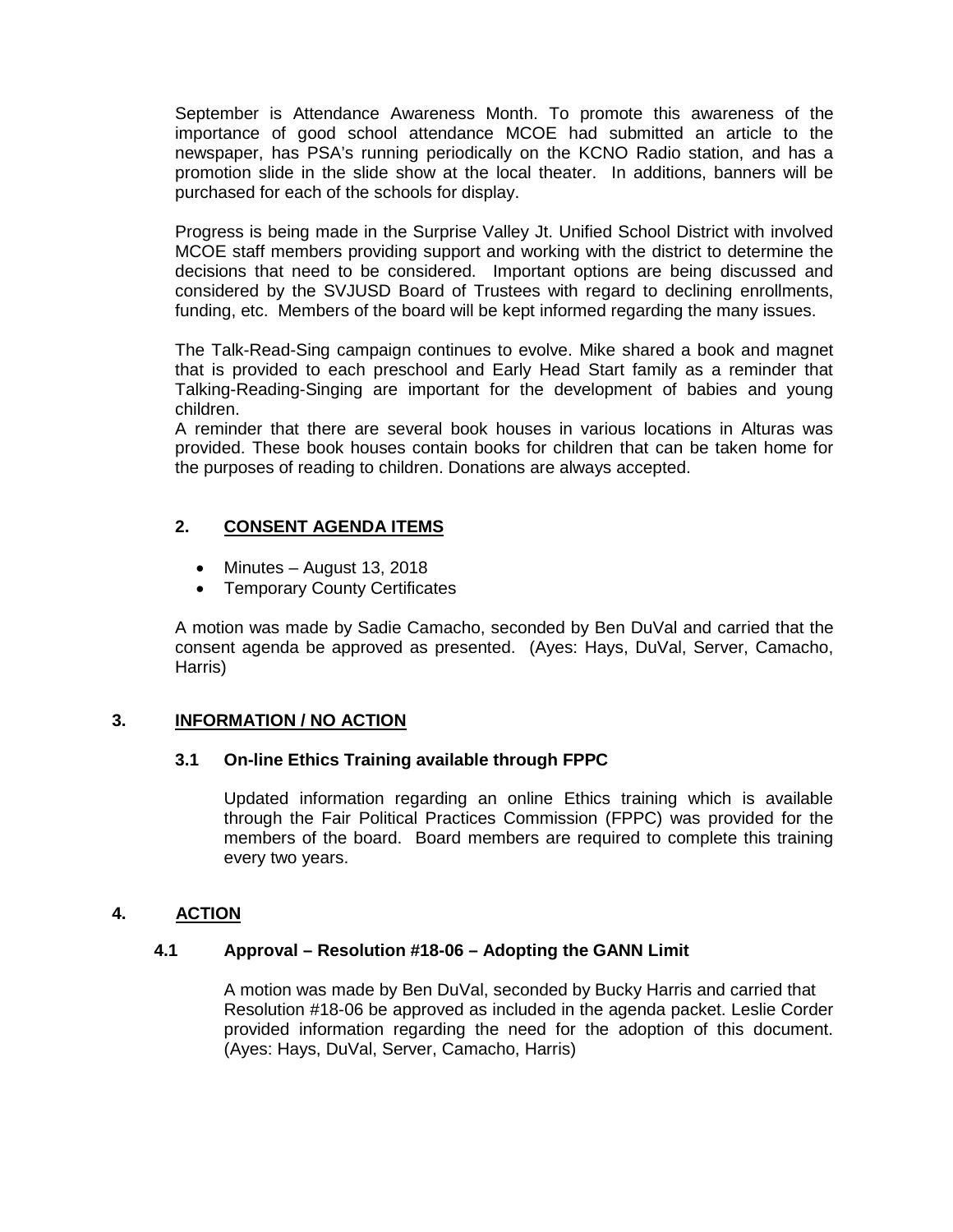September is Attendance Awareness Month. To promote this awareness of the importance of good school attendance MCOE had submitted an article to the newspaper, has PSA's running periodically on the KCNO Radio station, and has a promotion slide in the slide show at the local theater. In additions, banners will be purchased for each of the schools for display.

Progress is being made in the Surprise Valley Jt. Unified School District with involved MCOE staff members providing support and working with the district to determine the decisions that need to be considered. Important options are being discussed and considered by the SVJUSD Board of Trustees with regard to declining enrollments, funding, etc. Members of the board will be kept informed regarding the many issues.

The Talk-Read-Sing campaign continues to evolve. Mike shared a book and magnet that is provided to each preschool and Early Head Start family as a reminder that Talking-Reading-Singing are important for the development of babies and young children.
A reminder that there are several book houses in various locations in Alturas was provided. These book houses contain books for children that can be taken home for the purposes of reading to children. Donations are always accepted.

## 2. CONSENT AGENDA ITEMS

- Minutes – August 13, 2018
- Temporary County Certificates

A motion was made by Sadie Camacho, seconded by Ben DuVal and carried that the consent agenda be approved as presented. (Ayes: Hays, DuVal, Server, Camacho, Harris)

## 3. INFORMATION / NO ACTION

### 3.1 On-line Ethics Training available through FPPC

Updated information regarding an online Ethics training which is available through the Fair Political Practices Commission (FPPC) was provided for the members of the board. Board members are required to complete this training every two years.

## 4. ACTION

### 4.1 Approval – Resolution #18-06 – Adopting the GANN Limit

A motion was made by Ben DuVal, seconded by Bucky Harris and carried that Resolution #18-06 be approved as included in the agenda packet. Leslie Corder provided information regarding the need for the adoption of this document. (Ayes: Hays, DuVal, Server, Camacho, Harris)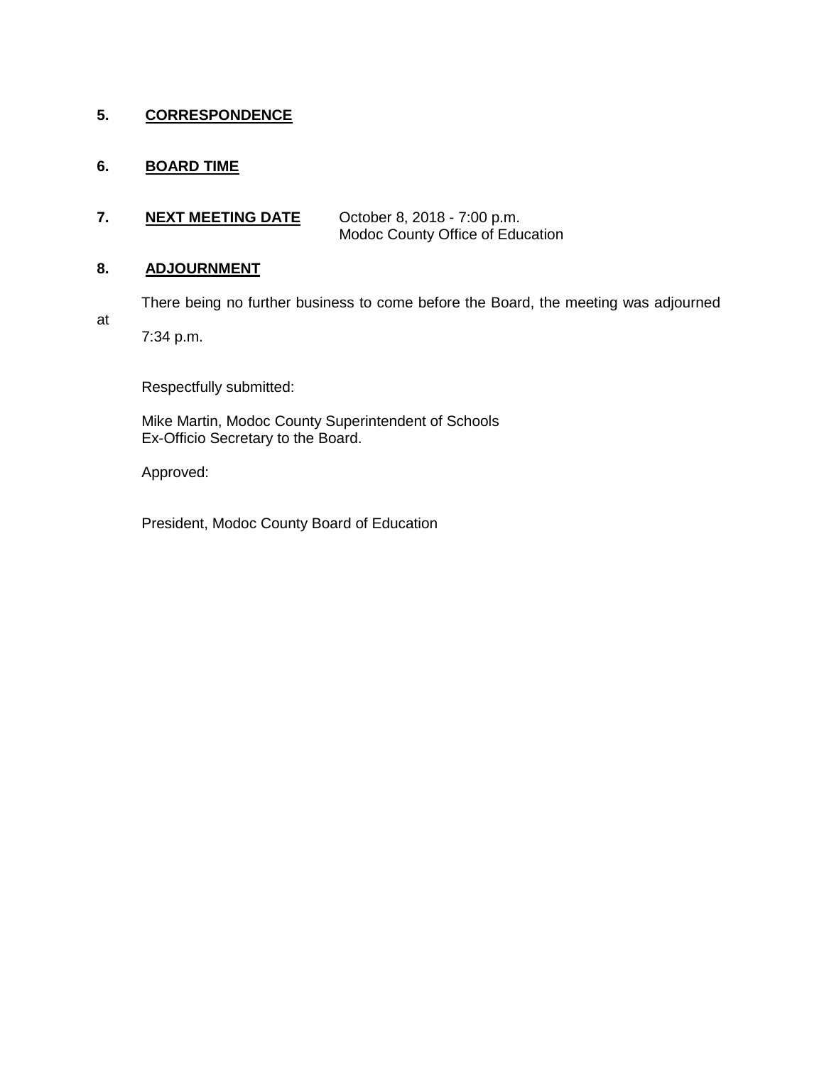**5. CORRESPONDENCE**

**6. BOARD TIME**

**7. NEXT MEETING DATE** October 8, 2018 - 7:00 p.m.
Modoc County Office of Education

**8. ADJOURNMENT**

There being no further business to come before the Board, the meeting was adjourned at 7:34 p.m.

Respectfully submitted:

Mike Martin, Modoc County Superintendent of Schools
Ex-Officio Secretary to the Board.

Approved:

President, Modoc County Board of Education